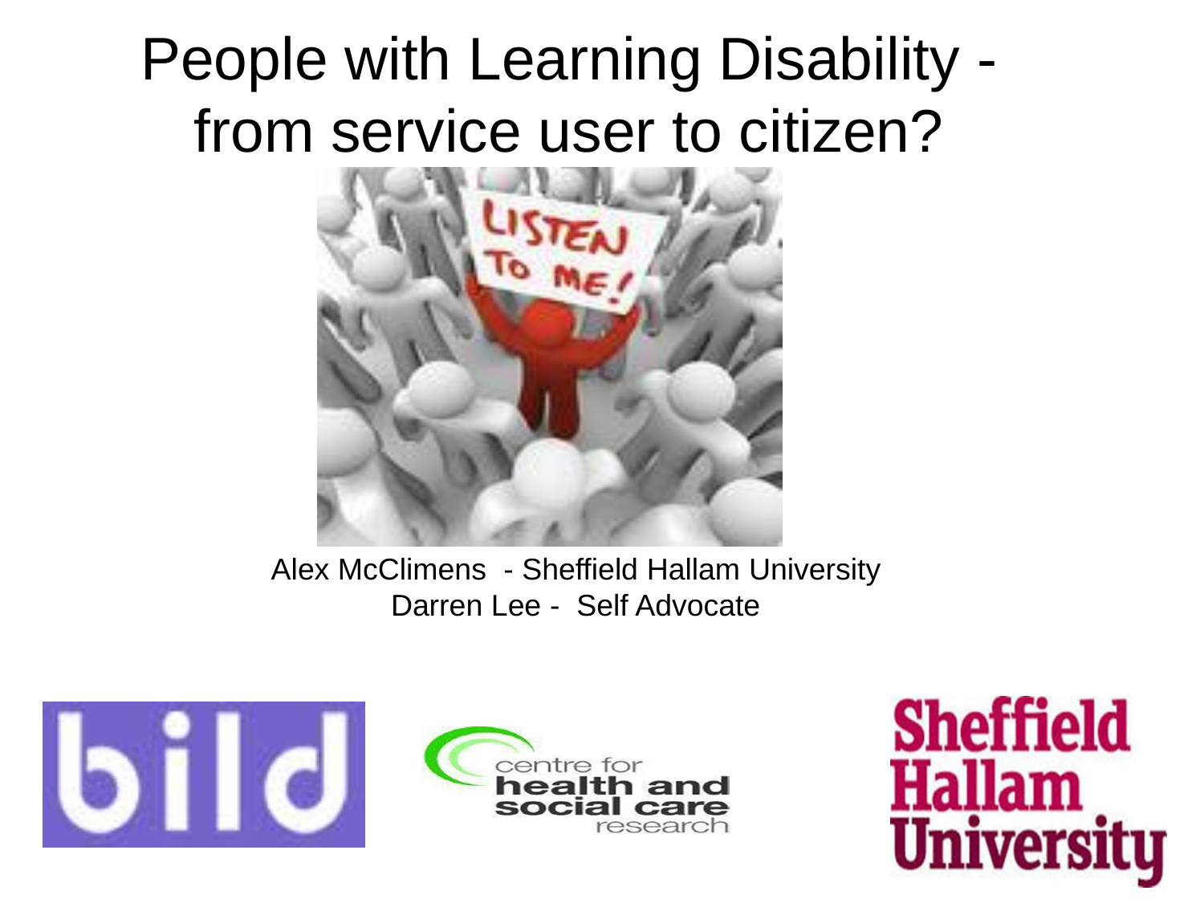# People with Learning Disability - from service user to citizen?

Alex McClimens - Sheffield Hallam University
Darren Lee - Self Advocate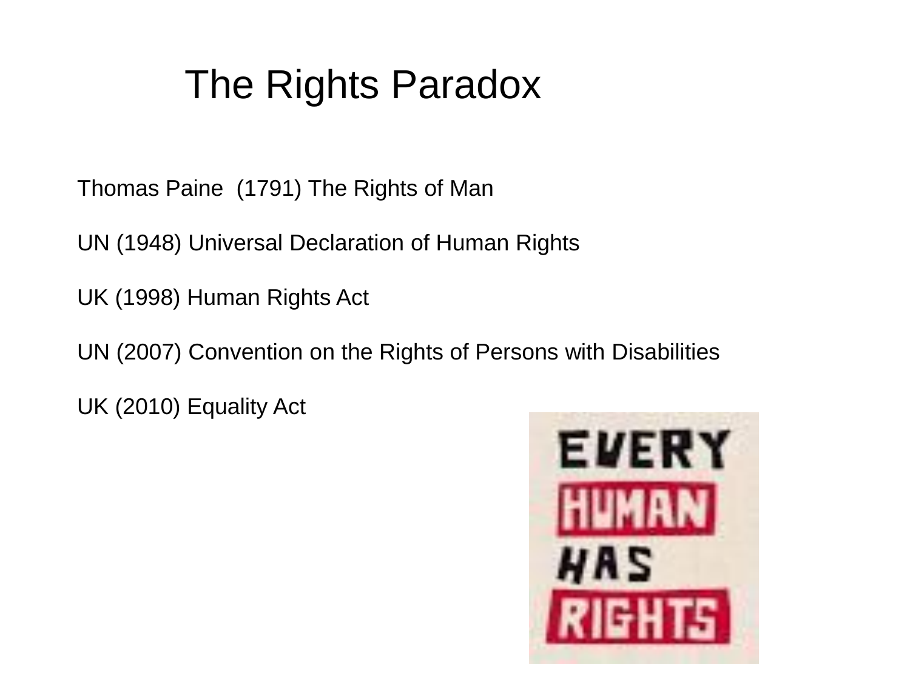# The Rights Paradox

Thomas Paine (1791) The Rights of Man

UN (1948) Universal Declaration of Human Rights

UK (1998) Human Rights Act

UN (2007) Convention on the Rights of Persons with Disabilities

UK (2010) Equality Act

EVERY HUMAN HAS RIGHTS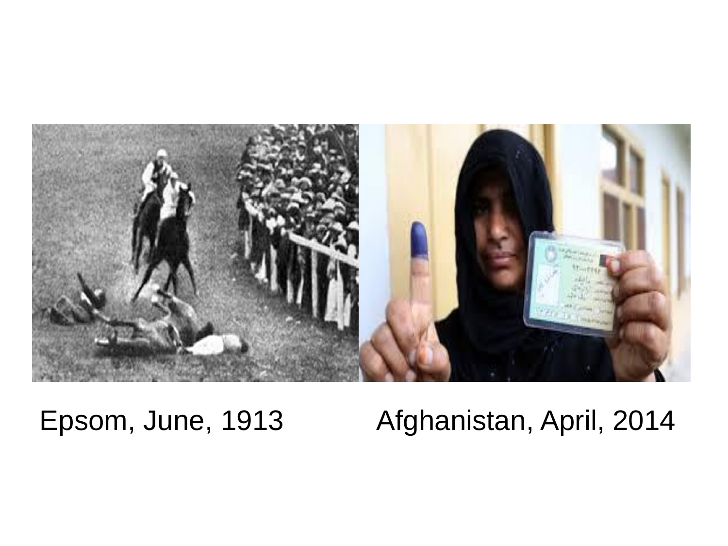Epsom, June, 1913 Afghanistan, April, 2014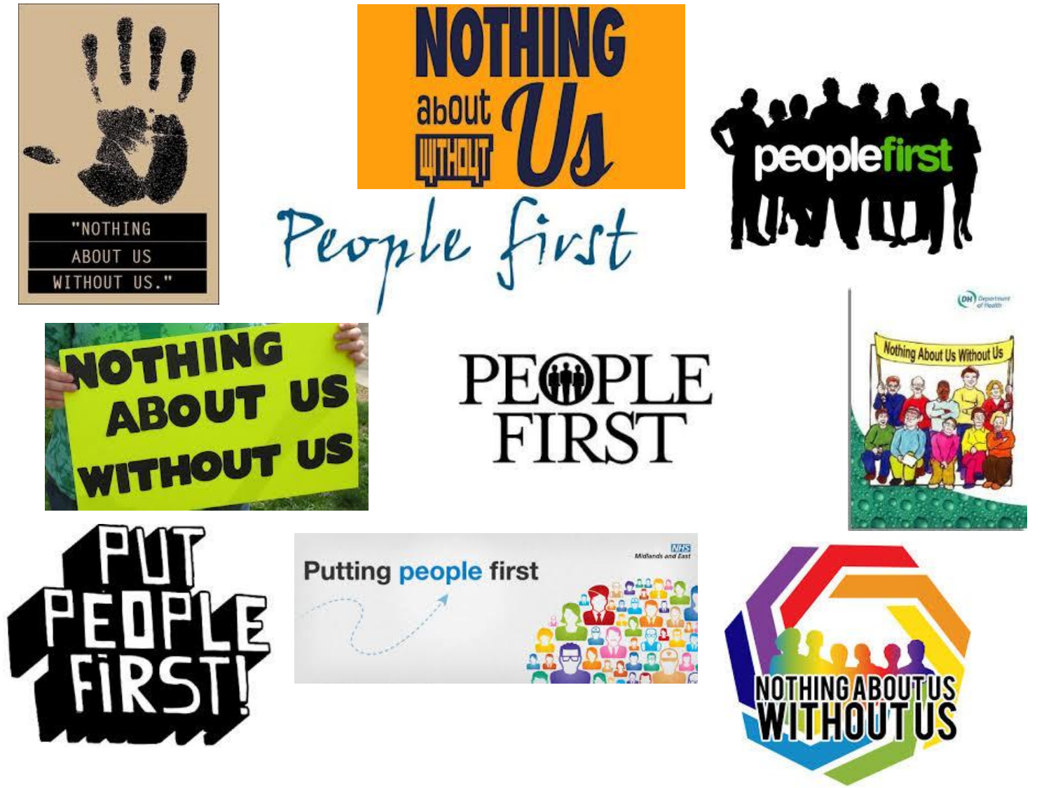"NOTHING ABOUT US WITHOUT US."

NOTHING about WITHOUT Us

peoplefirst

People first

NOTHING ABOUT US WITHOUT US

PEOPLE FIRST

DH Department of Health

Nothing About Us Without Us

PUT PEOPLE FIRST!

Putting people first

NHS Midlands and East

NOTHING ABOUT US WITHOUT US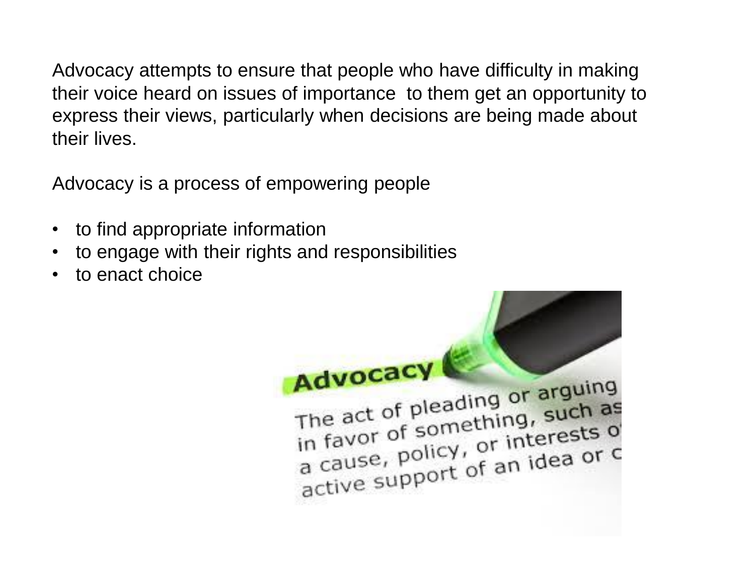Advocacy attempts to ensure that people who have difficulty in making their voice heard on issues of importance to them get an opportunity to express their views, particularly when decisions are being made about their lives.

Advocacy is a process of empowering people

- to find appropriate information
- to engage with their rights and responsibilities
- to enact choice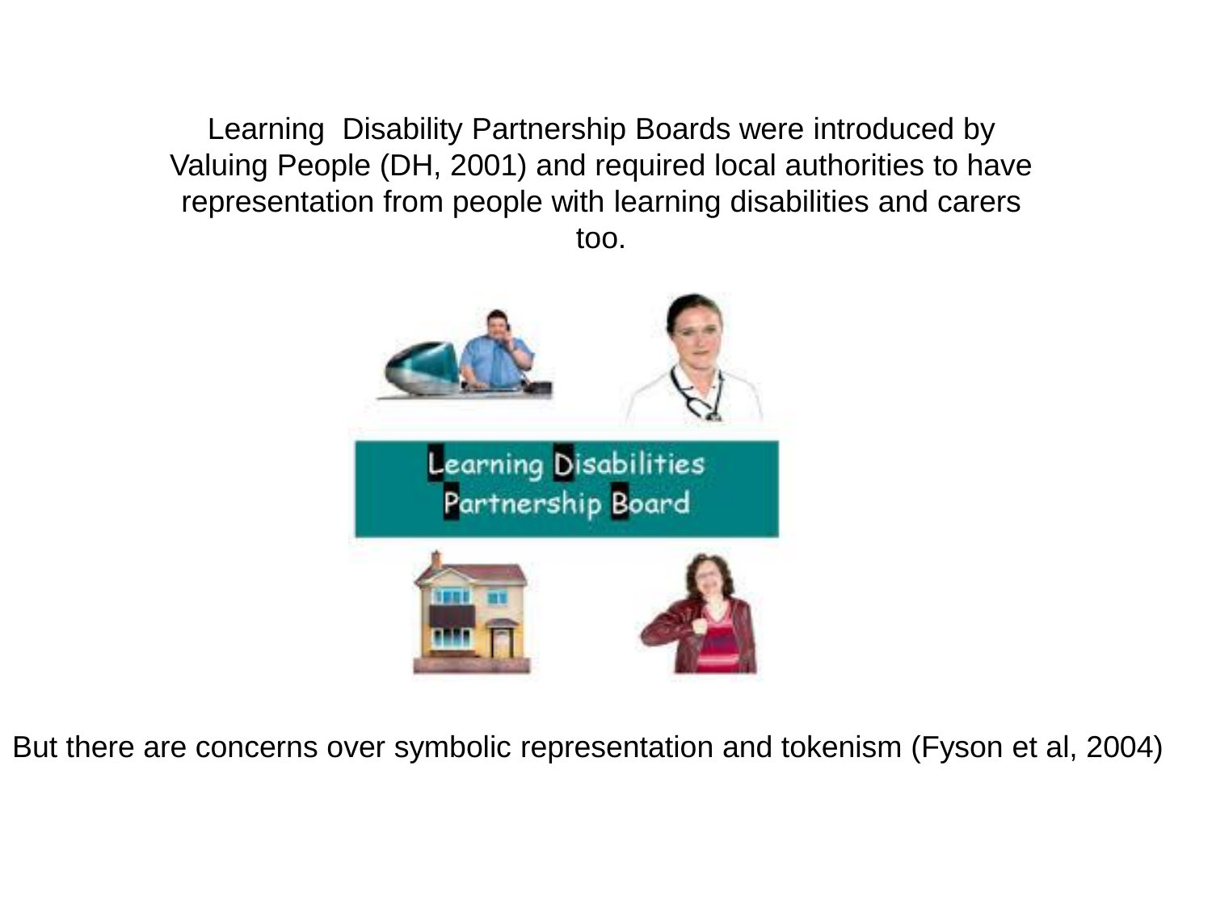Learning Disability Partnership Boards were introduced by Valuing People (DH, 2001) and required local authorities to have representation from people with learning disabilities and carers too.

Learning Disabilities Partnership Board

But there are concerns over symbolic representation and tokenism (Fyson et al, 2004)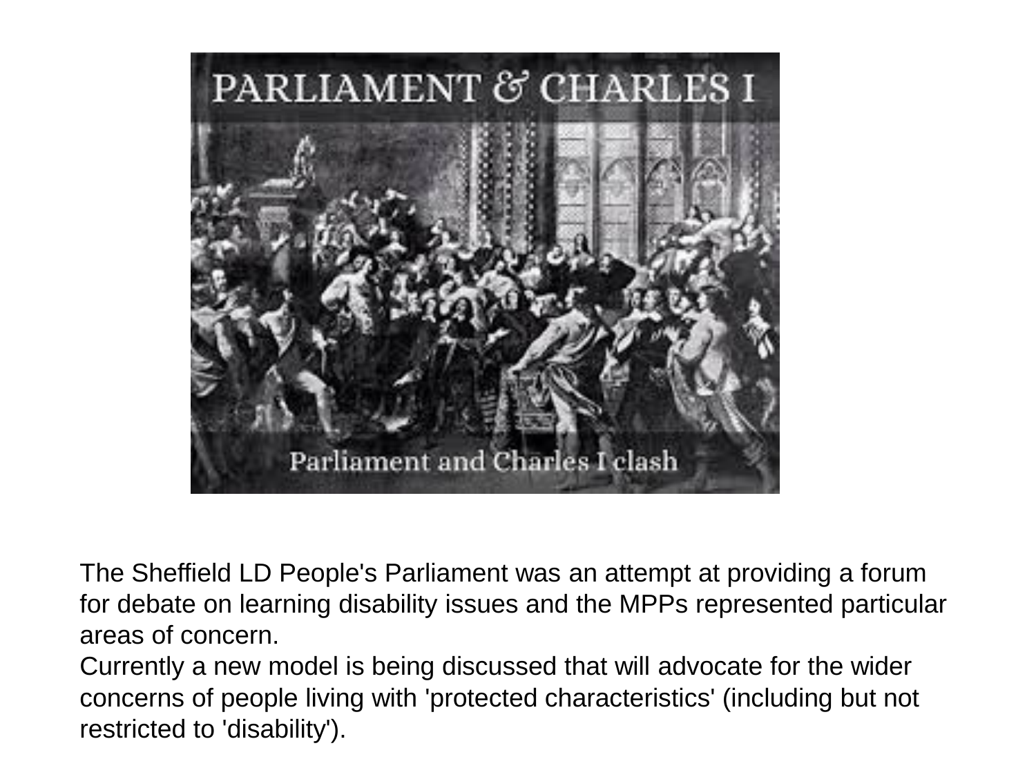The Sheffield LD People's Parliament was an attempt at providing a forum for debate on learning disability issues and the MPPs represented particular areas of concern.

Currently a new model is being discussed that will advocate for the wider concerns of people living with 'protected characteristics' (including but not restricted to 'disability').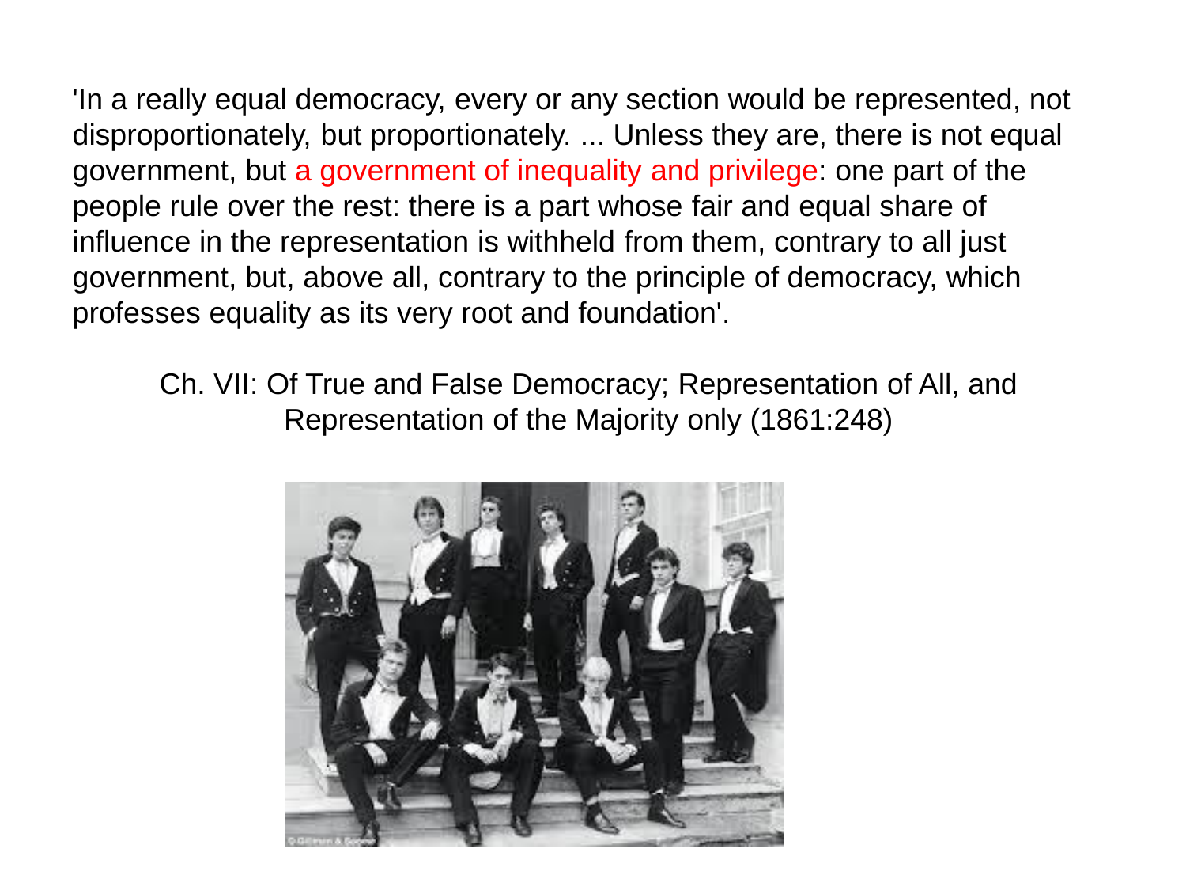'In a really equal democracy, every or any section would be represented, not disproportionately, but proportionately. ... Unless they are, there is not equal government, but a government of inequality and privilege: one part of the people rule over the rest: there is a part whose fair and equal share of influence in the representation is withheld from them, contrary to all just government, but, above all, contrary to the principle of democracy, which professes equality as its very root and foundation'.

Ch. VII: Of True and False Democracy; Representation of All, and Representation of the Majority only (1861:248)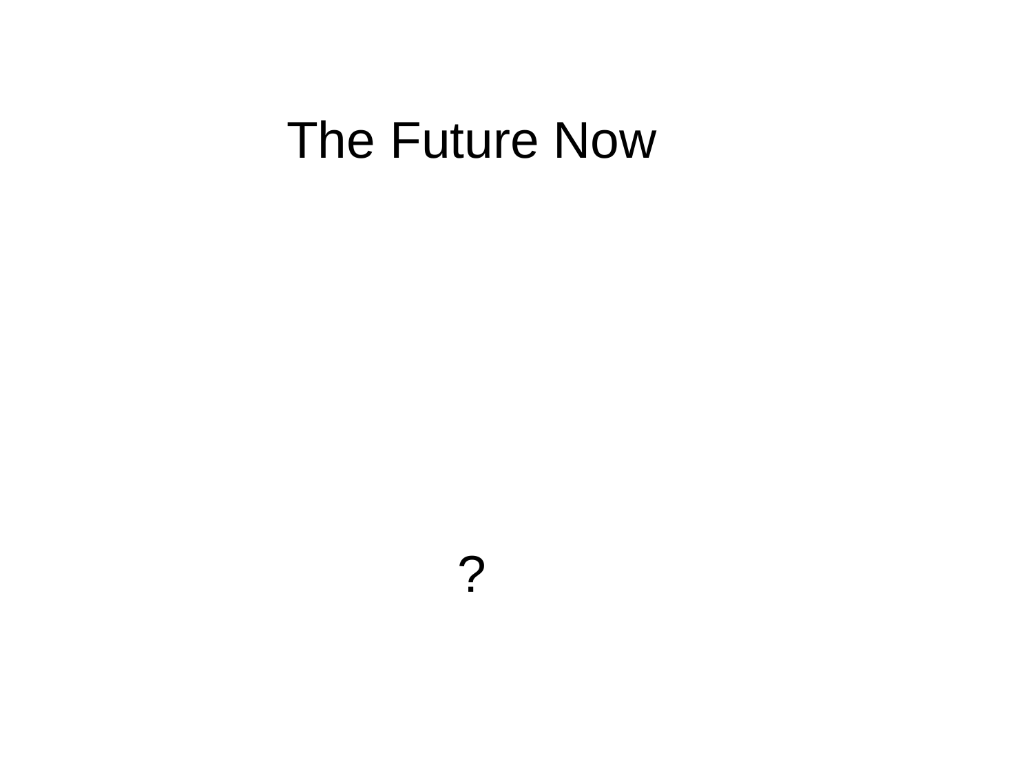# The Future Now

?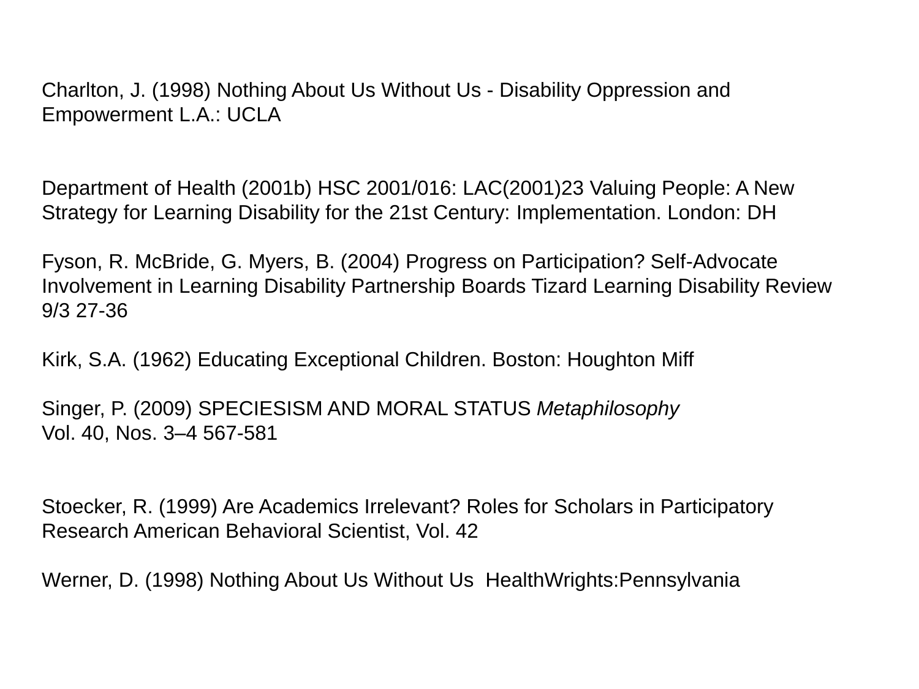Charlton, J. (1998) Nothing About Us Without Us - Disability Oppression and Empowerment L.A.: UCLA

Department of Health (2001b) HSC 2001/016: LAC(2001)23 Valuing People: A New Strategy for Learning Disability for the 21st Century: Implementation. London: DH

Fyson, R. McBride, G. Myers, B. (2004) Progress on Participation? Self-Advocate Involvement in Learning Disability Partnership Boards Tizard Learning Disability Review 9/3 27-36

Kirk, S.A. (1962) Educating Exceptional Children. Boston: Houghton Miff

Singer, P. (2009) SPECIESISM AND MORAL STATUS *Metaphilosophy*
Vol. 40, Nos. 3–4 567-581

Stoecker, R. (1999) Are Academics Irrelevant? Roles for Scholars in Participatory Research American Behavioral Scientist, Vol. 42

Werner, D. (1998) Nothing About Us Without Us HealthWrights:Pennsylvania